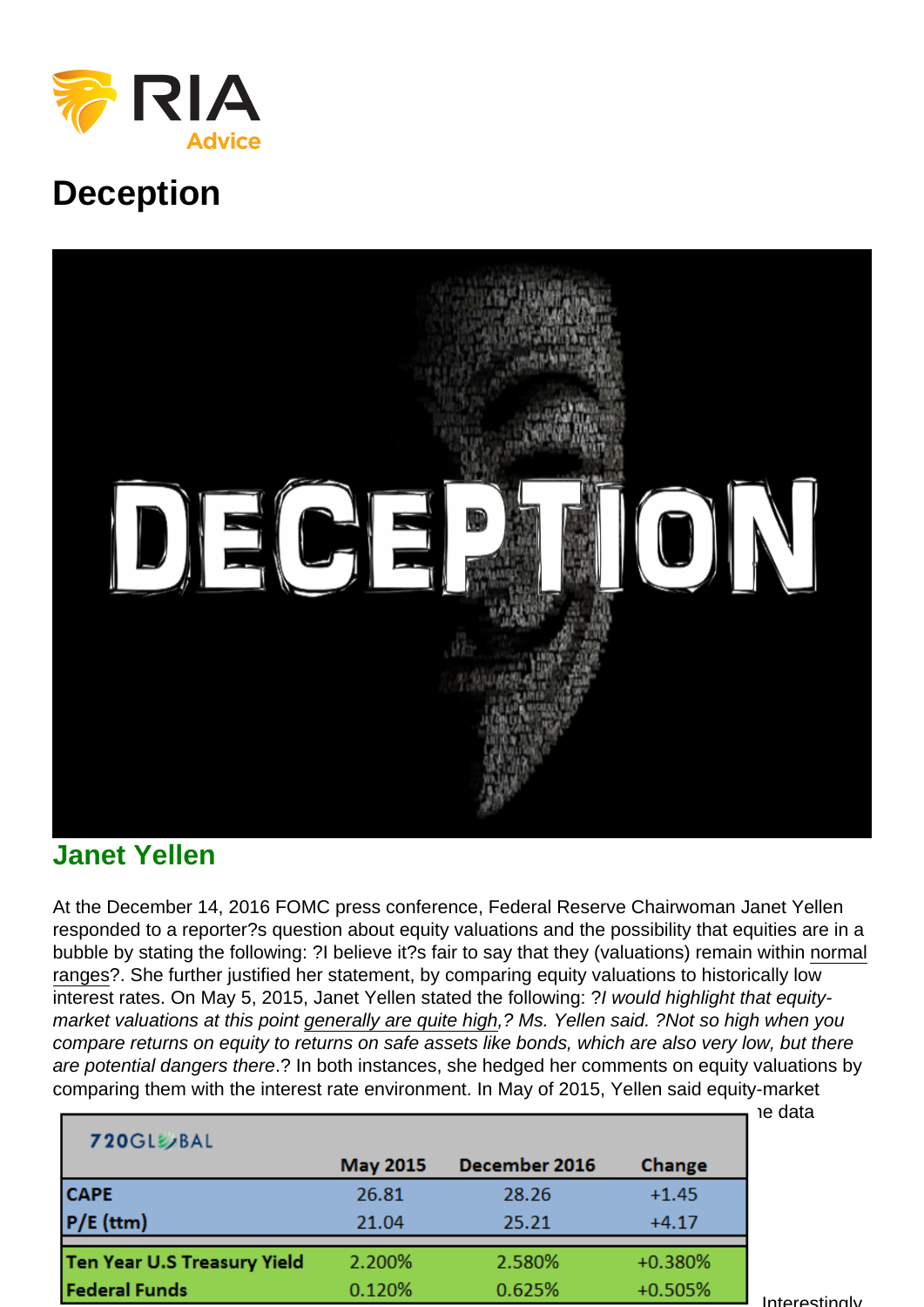# Deception

## Janet Yellen

At the December 14, 2016 FOMC press conference, Federal Reserve Chairwoman Janet Yellen responded to a reporter?s question about equity valuations and the possibility that equities are in a bubble by stating the following: ?I believe it?s fair to say that they (valuations) remain within normal ranges?. She further justified her statement, by comparing equity valuations to historically low interest rates. On May 5, 2015, Janet Yellen stated the following: ?*I would highlight that equity-market valuations at this point generally are quite high*,? *Ms. Yellen said. ?Not so high when you compare returns on equity to returns on safe assets like bonds, which are also very low, but there are potential dangers there*.? In both instances, she hedged her comments on equity valuations by comparing them with the interest rate environment. In May of 2015, Yellen said equity-market

ıe data

| 720GLOBAL | May 2015 | December 2016 | Change |
|---|---|---|---|
| CAPE | 26.81 | 28.26 | +1.45 |
| P/E (ttm) | 21.04 | 25.21 | +4.17 |
| Ten Year U.S Treasury Yield | 2.200% | 2.580% | +0.380% |
| Federal Funds | 0.120% | 0.625% | +0.505% |

Interestingly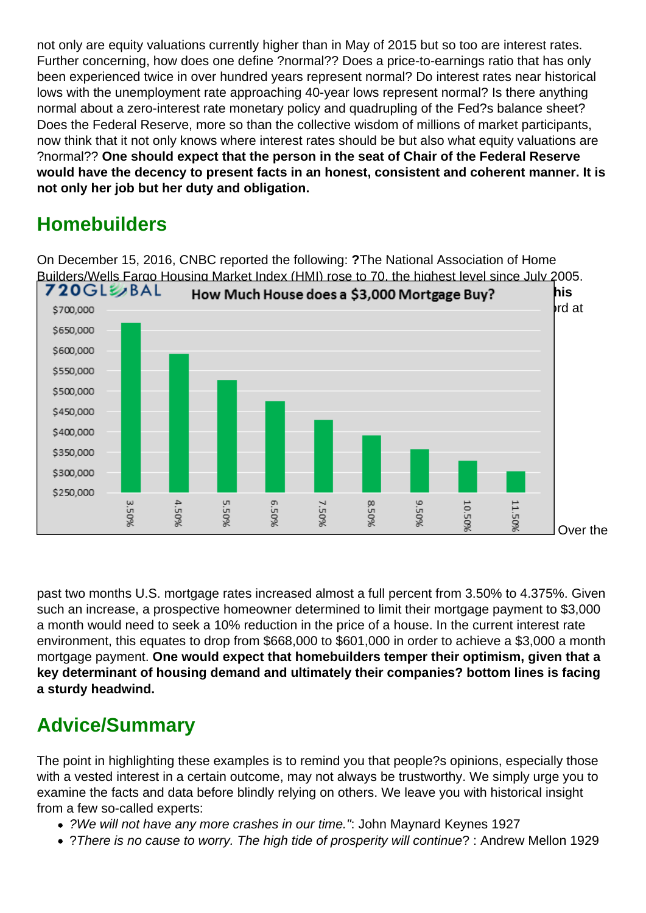not only are equity valuations currently higher than in May of 2015 but so too are interest rates. Further concerning, how does one define ?normal?? Does a price-to-earnings ratio that has only been experienced twice in over hundred years represent normal? Do interest rates near historical lows with the unemployment rate approaching 40-year lows represent normal? Is there anything normal about a zero-interest rate monetary policy and quadrupling of the Fed?s balance sheet? Does the Federal Reserve, more so than the collective wisdom of millions of market participants, now think that it not only knows where interest rates should be but also what equity valuations are ?normal?? **One should expect that the person in the seat of Chair of the Federal Reserve would have the decency to present facts in an honest, consistent and coherent manner. It is not only her job but her duty and obligation.**

## Homebuilders

On December 15, 2016, CNBC reported the following: **?**The National Association of Home Builders/Wells Fargo Housing Market Index (HMI) rose to 70, the highest level since July 2005. **...his** ...rd at

**How Much House does a $3,000 Mortgage Buy?** (720Global)

| Mortgage Rate | House Price (approx.) |
|---|---|
| 3.50% | $668,000 |
| 4.50% | $592,000 |
| 5.50% | $528,000 |
| 6.50% | $475,000 |
| 7.50% | $429,000 |
| 8.50% | $390,000 |
| 9.50% | $357,000 |
| 10.50% | $329,000 |
| 11.50% | $303,000 |

Over the past two months U.S. mortgage rates increased almost a full percent from 3.50% to 4.375%. Given such an increase, a prospective homeowner determined to limit their mortgage payment to $3,000 a month would need to seek a 10% reduction in the price of a house. In the current interest rate environment, this equates to drop from $668,000 to $601,000 in order to achieve a $3,000 a month mortgage payment. **One would expect that homebuilders temper their optimism, given that a key determinant of housing demand and ultimately their companies? bottom lines is facing a sturdy headwind.**

## Advice/Summary

The point in highlighting these examples is to remind you that people?s opinions, especially those with a vested interest in a certain outcome, may not always be trustworthy. We simply urge you to examine the facts and data before blindly relying on others. We leave you with historical insight from a few so-called experts:

- *?We will not have any more crashes in our time."*: John Maynard Keynes 1927
- ?*There is no cause to worry. The high tide of prosperity will continue*? : Andrew Mellon 1929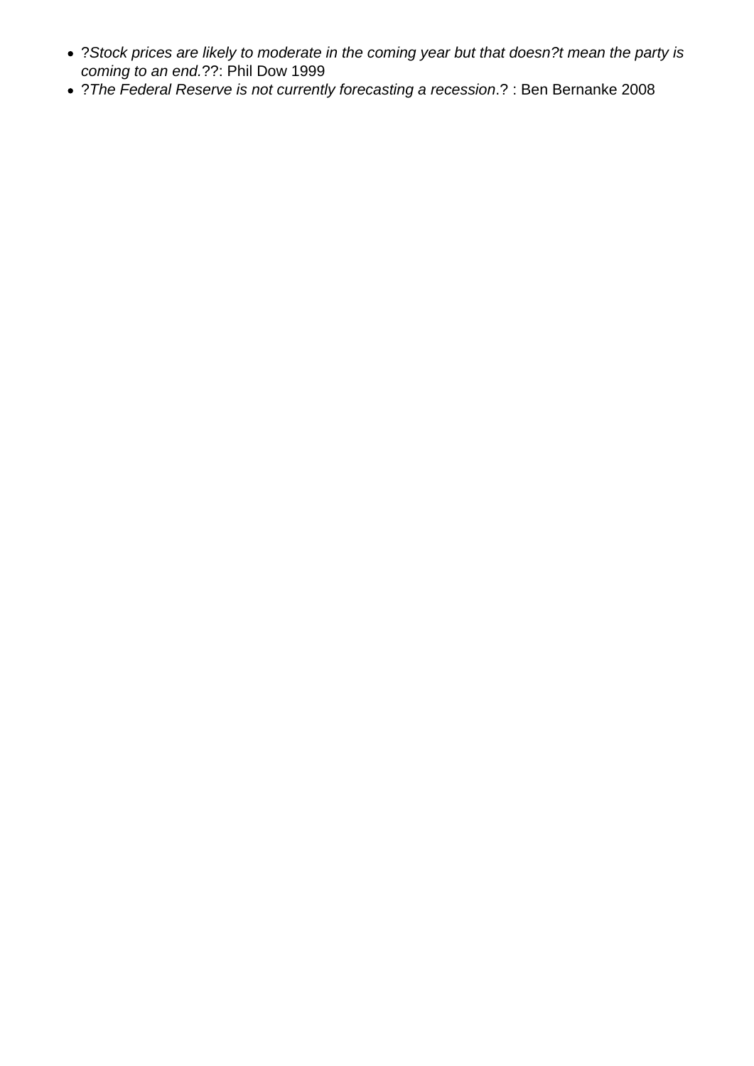- ?*Stock prices are likely to moderate in the coming year but that doesn?t mean the party is coming to an end.*??: Phil Dow 1999
- ?*The Federal Reserve is not currently forecasting a recession*.? : Ben Bernanke 2008